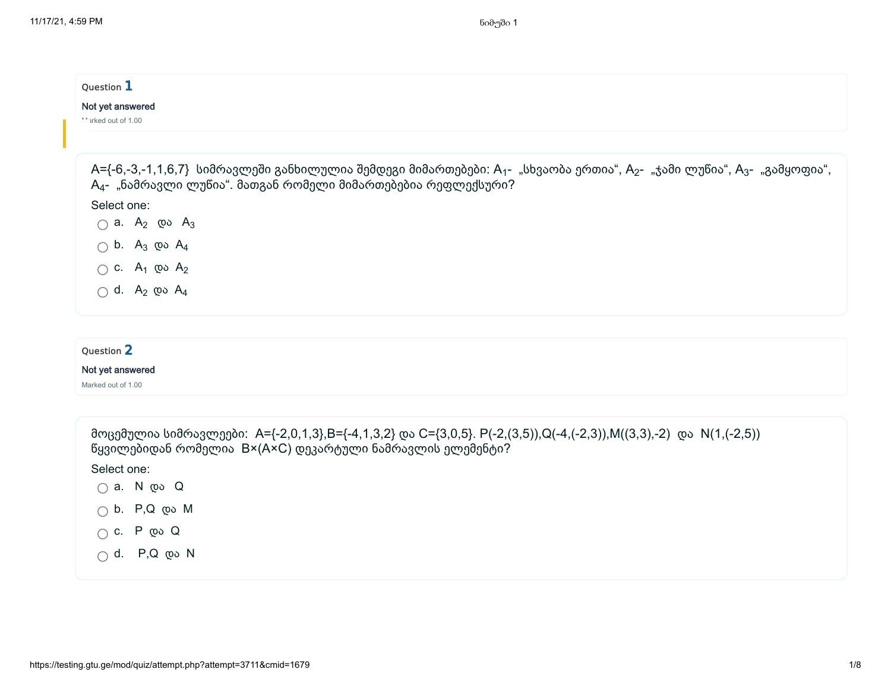Question **1**

Not yet answered

Marked out of 1.00

A={-6,-3,-1,1,6,7} სიმრავლეში განხილულია შემდეგი მიმართებები: $A_1$- „სხვაობა ერთია“, $A_2$- „ჯამი ლუწია“, $A_3$- „გამყოფია“, $A_4$- „ნამრავლი ლუწია“. მათგან რომელი მიმართებებია რეფლექსური?

Select one:

- a. $A_2$ და $A_3$
- b. $A_3$ და $A_4$
- c. $A_1$ და $A_2$
- d. $A_2$ და $A_4$

Question **2**

Not yet answered

Marked out of 1.00

მოცემულია სიმრავლეები: A={-2,0,1,3},B={-4,1,3,2} და C={3,0,5}. P(-2,(3,5)),Q(-4,(-2,3)),M((3,3),-2) და N(1,(-2,5)) წყვილებიდან რომელია B×(A×C) დეკარტული ნამრავლის ელემენტი?

Select one:

- a. N და Q
- b. P,Q და M
- c. P და Q
- d. P,Q და N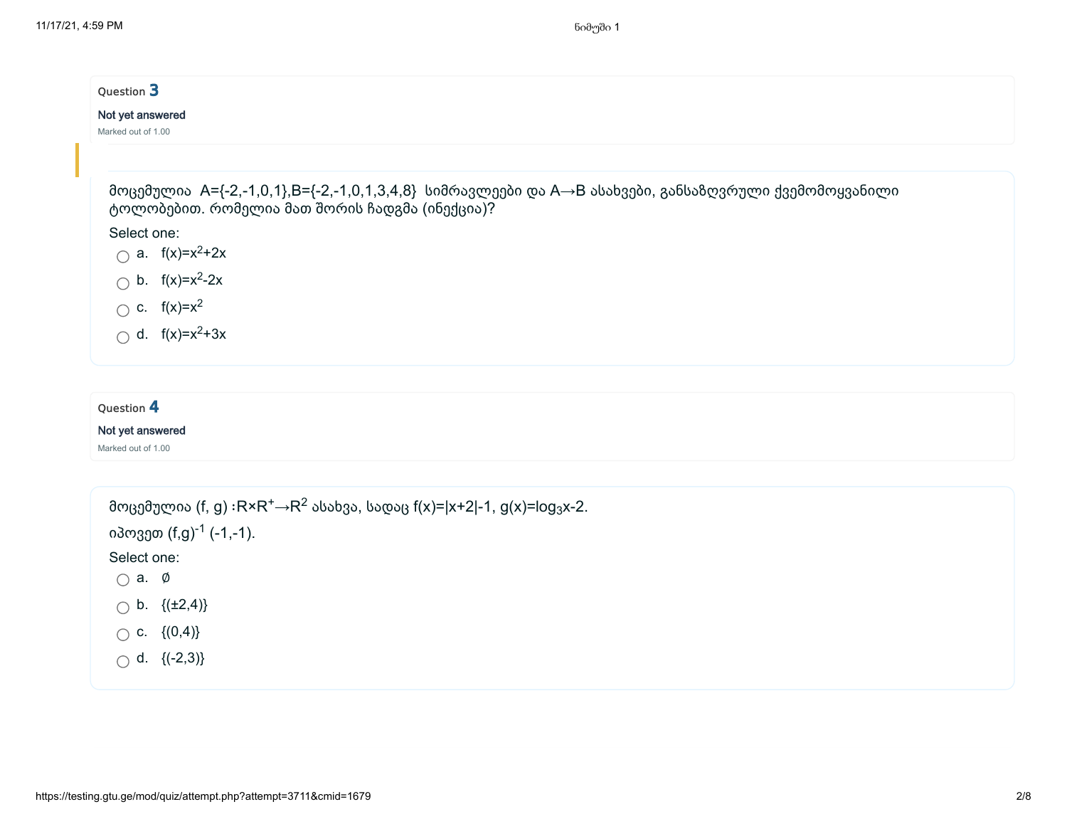Question **3**

Not yet answered

Marked out of 1.00

მოცემულია $A=\{-2,-1,0,1\}, B=\{-2,-1,0,1,3,4,8\}$ სიმრავლეები და $A \to B$ ასახვები, განსაზღვრული ქვემომოყვანილი ტოლობებით. რომელია მათ შორის ჩადგმა (ინექცია)?

Select one:

- a. $f(x)=x^2+2x$
- b. $f(x)=x^2-2x$
- c. $f(x)=x^2$
- d. $f(x)=x^2+3x$

Question **4**

Not yet answered

Marked out of 1.00

მოცემულია $(f, g): R \times R^+ \to R^2$ ასახვა, სადაც $f(x)=|x+2|-1$, $g(x)=\log_3 x-2$.

იპოვეთ $(f,g)^{-1}(-1,-1)$.

Select one:

- a. $\emptyset$
- b. $\{(\pm 2,4)\}$
- c. $\{(0,4)\}$
- d. $\{(-2,3)\}$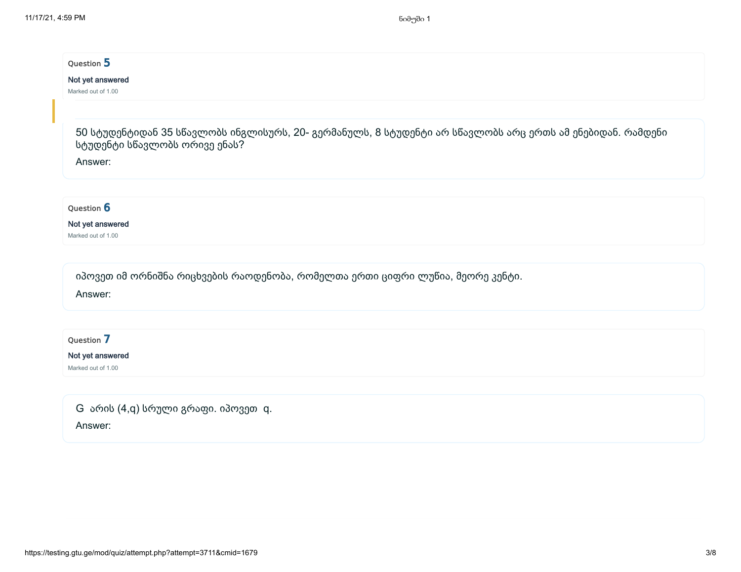Question **5**

Not yet answered

Marked out of 1.00

50 სტუდენტიდან 35 სწავლობს ინგლისურს, 20- გერმანულს, 8 სტუდენტი არ სწავლობს არც ერთს ამ ენებიდან. რამდენი სტუდენტი სწავლობს ორივე ენას?

Answer:

Question **6**

Not yet answered

Marked out of 1.00

იპოვეთ იმ ორნიშნა რიცხვების რაოდენობა, რომელთა ერთი ციფრი ლუწია, მეორე კენტი.

Answer:

Question **7**

Not yet answered

Marked out of 1.00

G არის $(4,q)$ სრული გრაფი. იპოვეთ $q$.

Answer: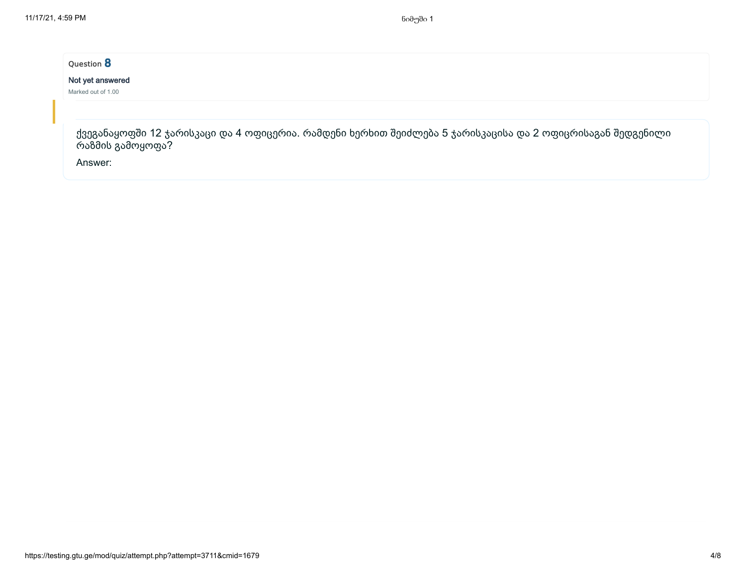Question **8**

**Not yet answered**

Marked out of 1.00

ქვეგანაყოფში 12 ჯარისკაცი და 4 ოფიცერია. რამდენი ხერხით შეიძლება 5 ჯარისკაცისა და 2 ოფიცრისაგან შედგენილი რაზმის გამოყოფა?

Answer: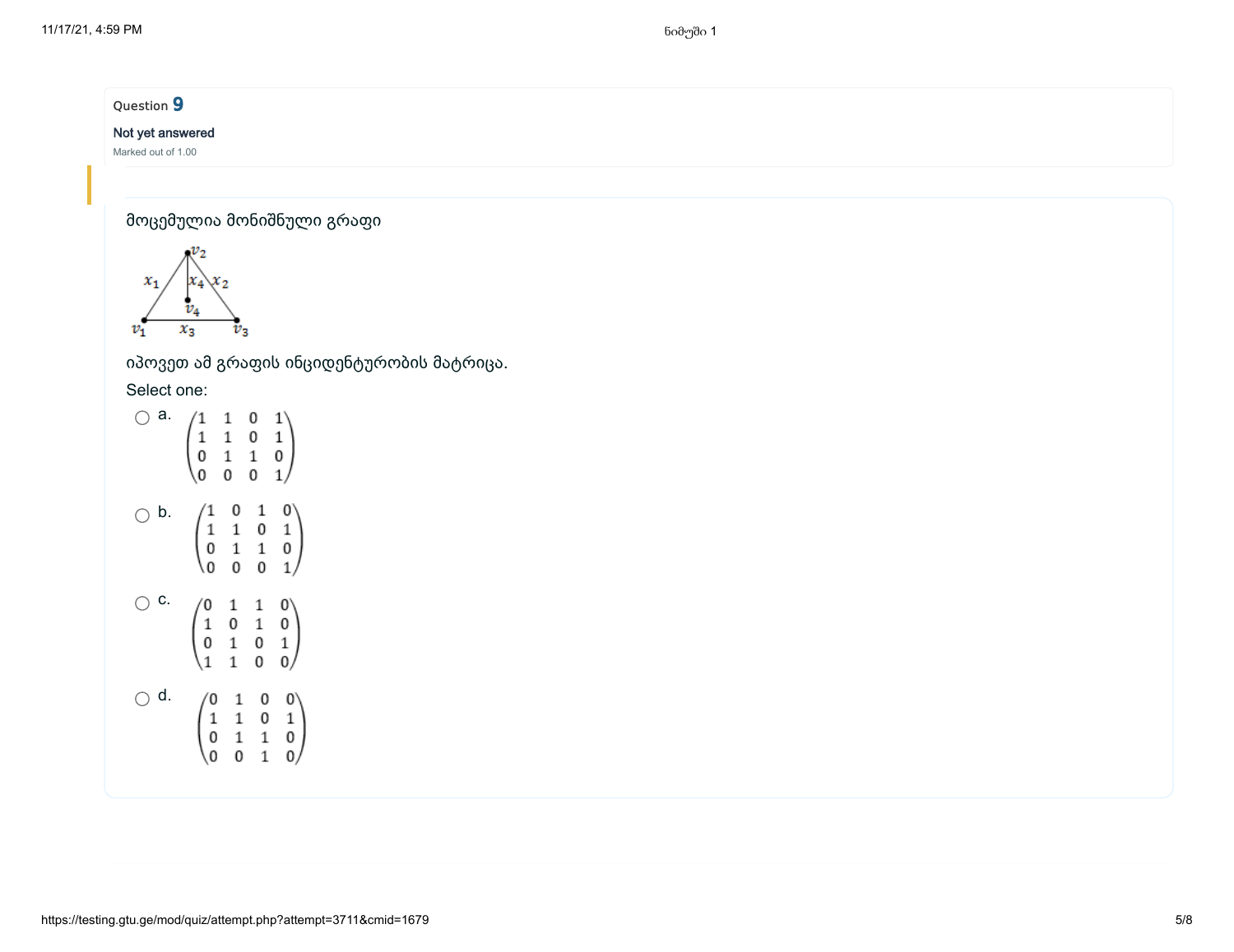Question **9**

Not yet answered

Marked out of 1.00

მოცემულია მონიშნული გრაფი

$v_2$, $v_1$, $v_3$, $v_4$; $x_1$, $x_2$, $x_3$, $x_4$

იპოვეთ ამ გრაფის ინციდენტურობის მატრიცა.

Select one:

a. $\begin{pmatrix} 1 & 1 & 0 & 1 \\ 1 & 1 & 0 & 1 \\ 0 & 1 & 1 & 0 \\ 0 & 0 & 0 & 1 \end{pmatrix}$

b. $\begin{pmatrix} 1 & 0 & 1 & 0 \\ 1 & 1 & 0 & 1 \\ 0 & 1 & 1 & 0 \\ 0 & 0 & 0 & 1 \end{pmatrix}$

c. $\begin{pmatrix} 0 & 1 & 1 & 0 \\ 1 & 0 & 1 & 0 \\ 0 & 1 & 0 & 1 \\ 1 & 1 & 0 & 0 \end{pmatrix}$

d. $\begin{pmatrix} 0 & 1 & 0 & 0 \\ 1 & 1 & 0 & 1 \\ 0 & 1 & 1 & 0 \\ 0 & 0 & 1 & 0 \end{pmatrix}$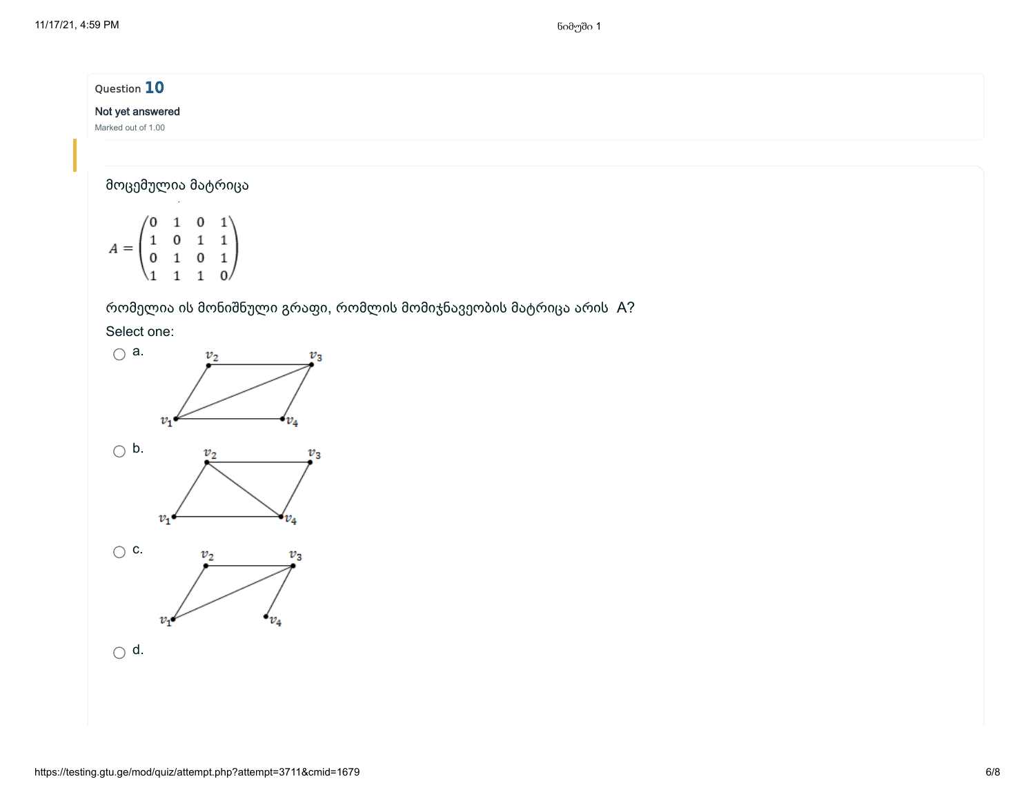Question **10**

Not yet answered

Marked out of 1.00

მოცემულია მატრიცა

$$A = \begin{pmatrix} 0 & 1 & 0 & 1 \\ 1 & 0 & 1 & 1 \\ 0 & 1 & 0 & 1 \\ 1 & 1 & 1 & 0 \end{pmatrix}$$

რომელია ის მონიშნული გრაფი, რომლის მომიჯნავეობის მატრიცა არის A?

Select one:

- a.
- b.
- c.
- d.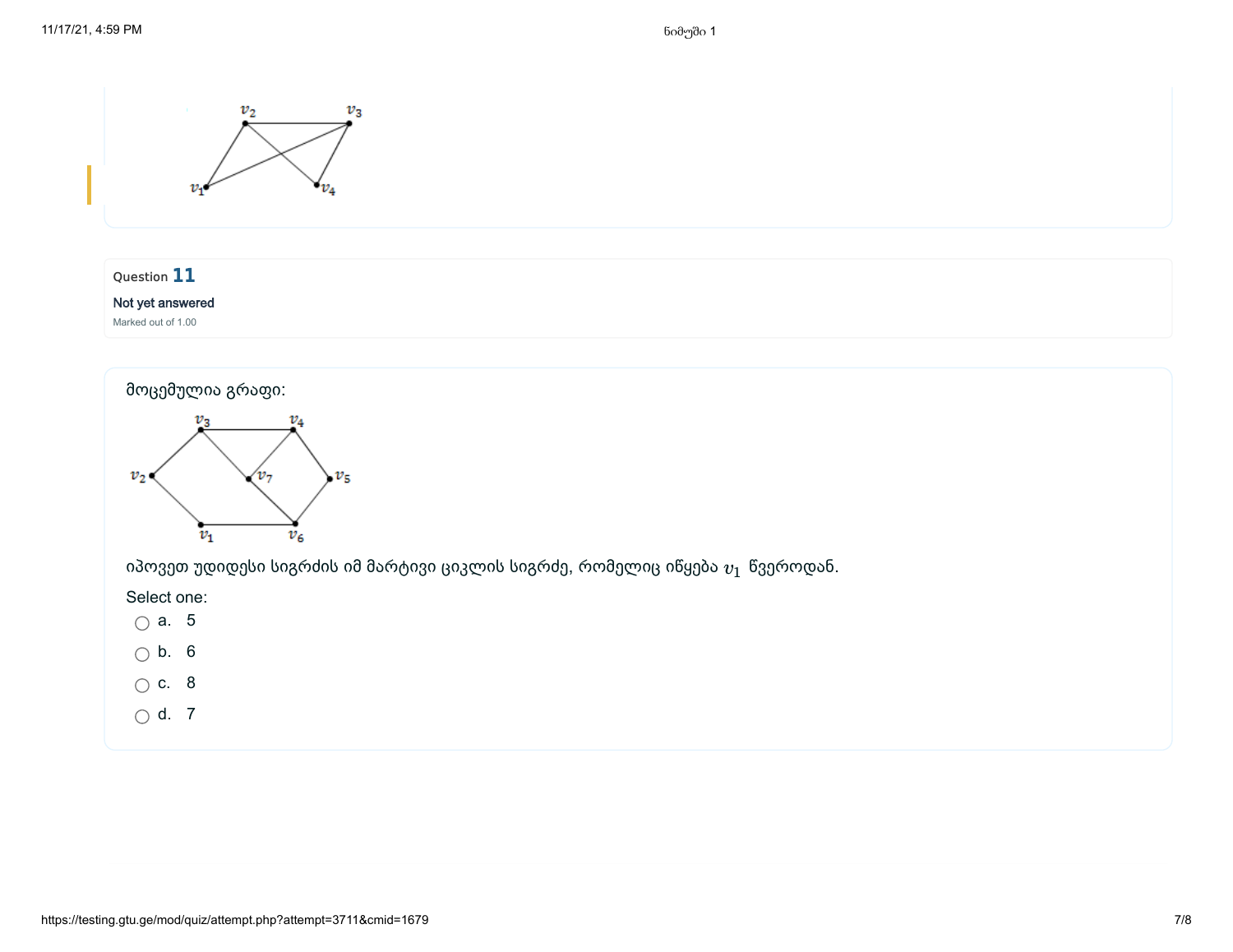Question **11**

Not yet answered

Marked out of 1.00

მოცემულია გრაფი:

იპოვეთ უდიდესი სიგრძის იმ მარტივი ციკლის სიგრძე, რომელიც იწყება $v_1$ წვეროდან.

Select one:

- a. 5
- b. 6
- c. 8
- d. 7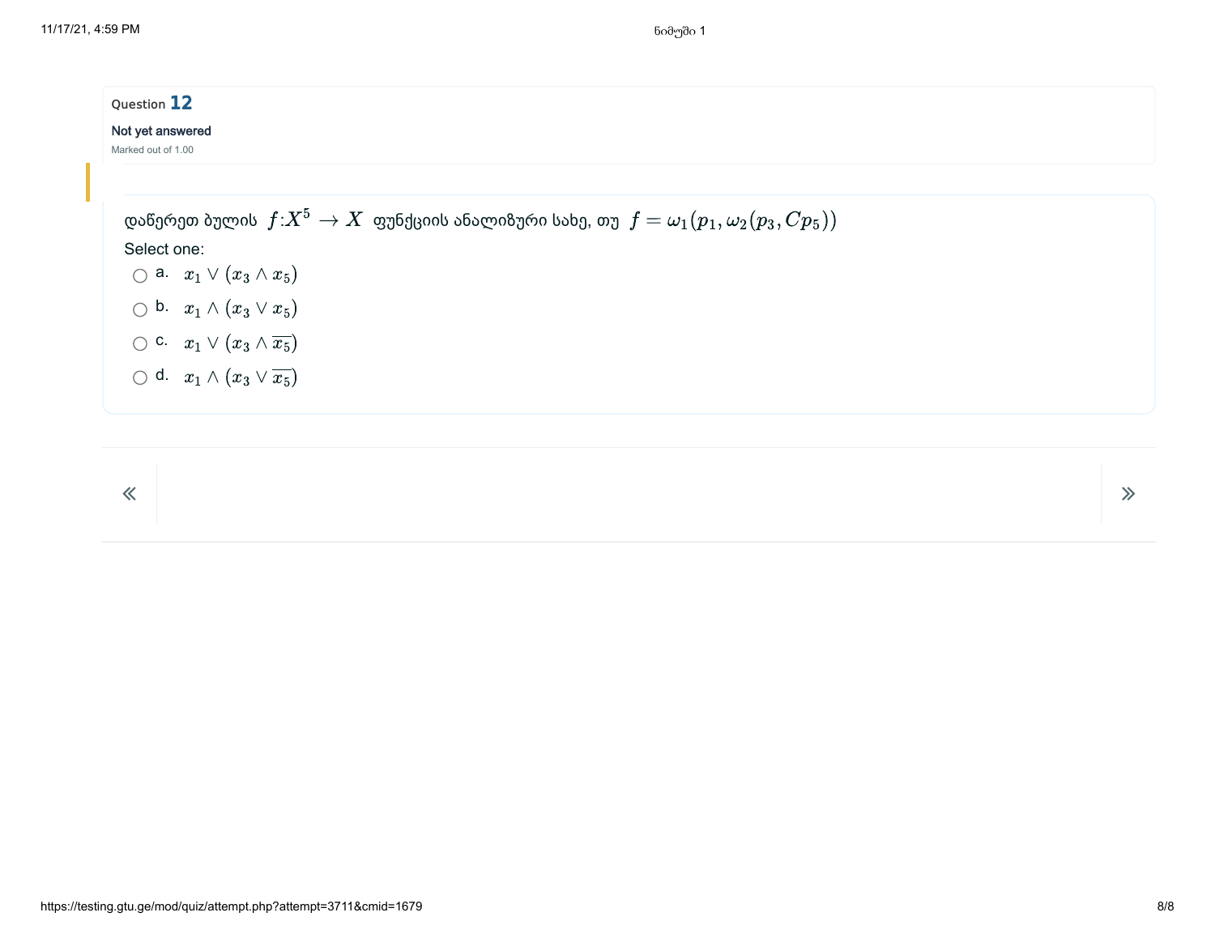Question **12**

Not yet answered

Marked out of 1.00

დაწერეთ ბულის $f\colon X^5 \to X$ ფუნქციის ანალიზური სახე, თუ $f = \omega_1(p_1, \omega_2(p_3, Cp_5))$

Select one:

- a. $x_1 \vee (x_3 \wedge x_5)$
- b. $x_1 \wedge (x_3 \vee x_5)$
- c. $x_1 \vee (x_3 \wedge \overline{x_5})$
- d. $x_1 \wedge (x_3 \vee \overline{x_5})$